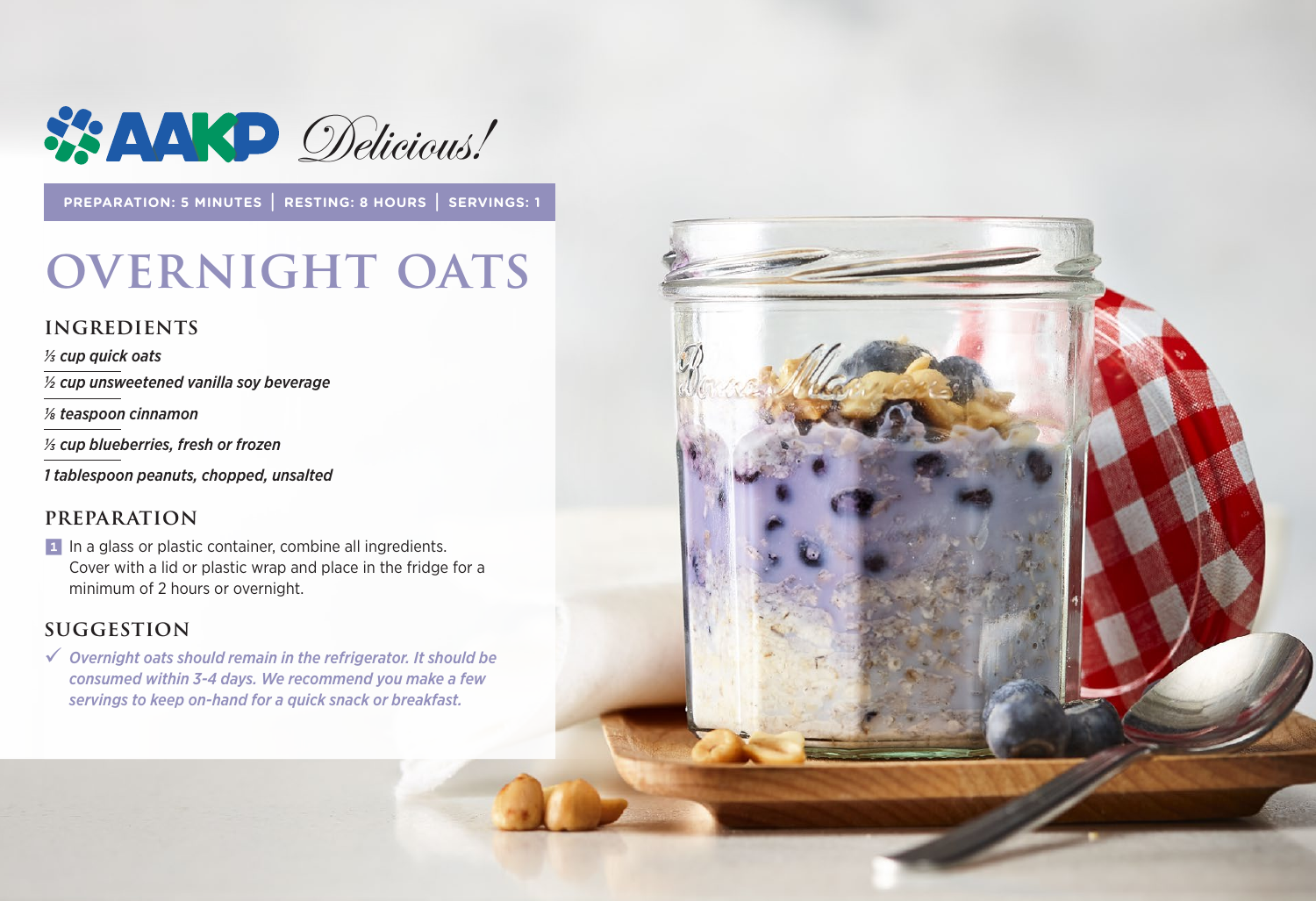AAKP *Delicious!*

**PREPARATION: 5 MINUTES | RESTING: 8 HOURS | SERVINGS: 1**

# OVERNIGHT OATS

## INGREDIENTS

*⅓ cup quick oats*

*½ cup unsweetened vanilla soy beverage*

*⅛ teaspoon cinnamon*

*⅓ cup blueberries, fresh or frozen*

*1 tablespoon peanuts, chopped, unsalted*

## PREPARATION

1. In a glass or plastic container, combine all ingredients. Cover with a lid or plastic wrap and place in the fridge for a minimum of 2 hours or overnight.

## SUGGESTION

✓ *Overnight oats should remain in the refrigerator. It should be consumed within 3-4 days. We recommend you make a few servings to keep on-hand for a quick snack or breakfast.*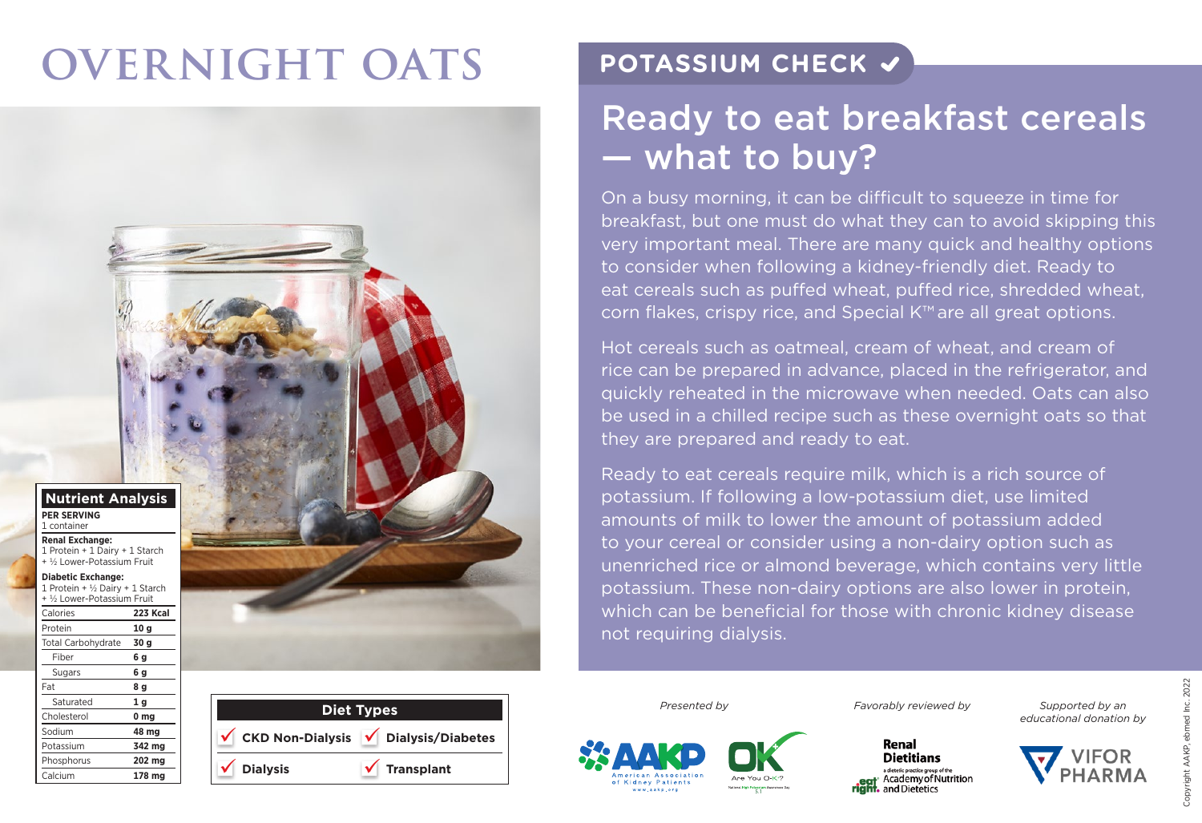# OVERNIGHT OATS

## Nutrient Analysis

**PER SERVING**
1 container

**Renal Exchange:**
1 Protein + 1 Dairy + 1 Starch + ½ Lower-Potassium Fruit

**Diabetic Exchange:**
1 Protein + ½ Dairy + 1 Starch + ½ Lower-Potassium Fruit

| | |
|---|---|
| Calories | 223 Kcal |
| Protein | 10 g |
| Total Carbohydrate | 30 g |
| Fiber | 6 g |
| Sugars | 6 g |
| Fat | 8 g |
| Saturated | 1 g |
| Cholesterol | 0 mg |
| Sodium | 48 mg |
| Potassium | 342 mg |
| Phosphorus | 202 mg |
| Calcium | 178 mg |

## Diet Types

| | |
|---|---|
| ✓ CKD Non-Dialysis | ✓ Dialysis/Diabetes |
| ✓ Dialysis | ✓ Transplant |

## POTASSIUM CHECK ✔

### Ready to eat breakfast cereals — what to buy?

On a busy morning, it can be difficult to squeeze in time for breakfast, but one must do what they can to avoid skipping this very important meal. There are many quick and healthy options to consider when following a kidney-friendly diet. Ready to eat cereals such as puffed wheat, puffed rice, shredded wheat, corn flakes, crispy rice, and Special K™ are all great options.

Hot cereals such as oatmeal, cream of wheat, and cream of rice can be prepared in advance, placed in the refrigerator, and quickly reheated in the microwave when needed. Oats can also be used in a chilled recipe such as these overnight oats so that they are prepared and ready to eat.

Ready to eat cereals require milk, which is a rich source of potassium. If following a low-potassium diet, use limited amounts of milk to lower the amount of potassium added to your cereal or consider using a non-dairy option such as unenriched rice or almond beverage, which contains very little potassium. These non-dairy options are also lower in protein, which can be beneficial for those with chronic kidney disease not requiring dialysis.

*Presented by*

AAKP American Association of Kidney Patients www.aakp.org

OK Are You O-K?

*Favorably reviewed by*

Renal Dietitians a dietetic practice group of the eat right. Academy of Nutrition and Dietetics

*Supported by an educational donation by*

VIFOR PHARMA

Copyright AAKP, ebmed Inc. 2022